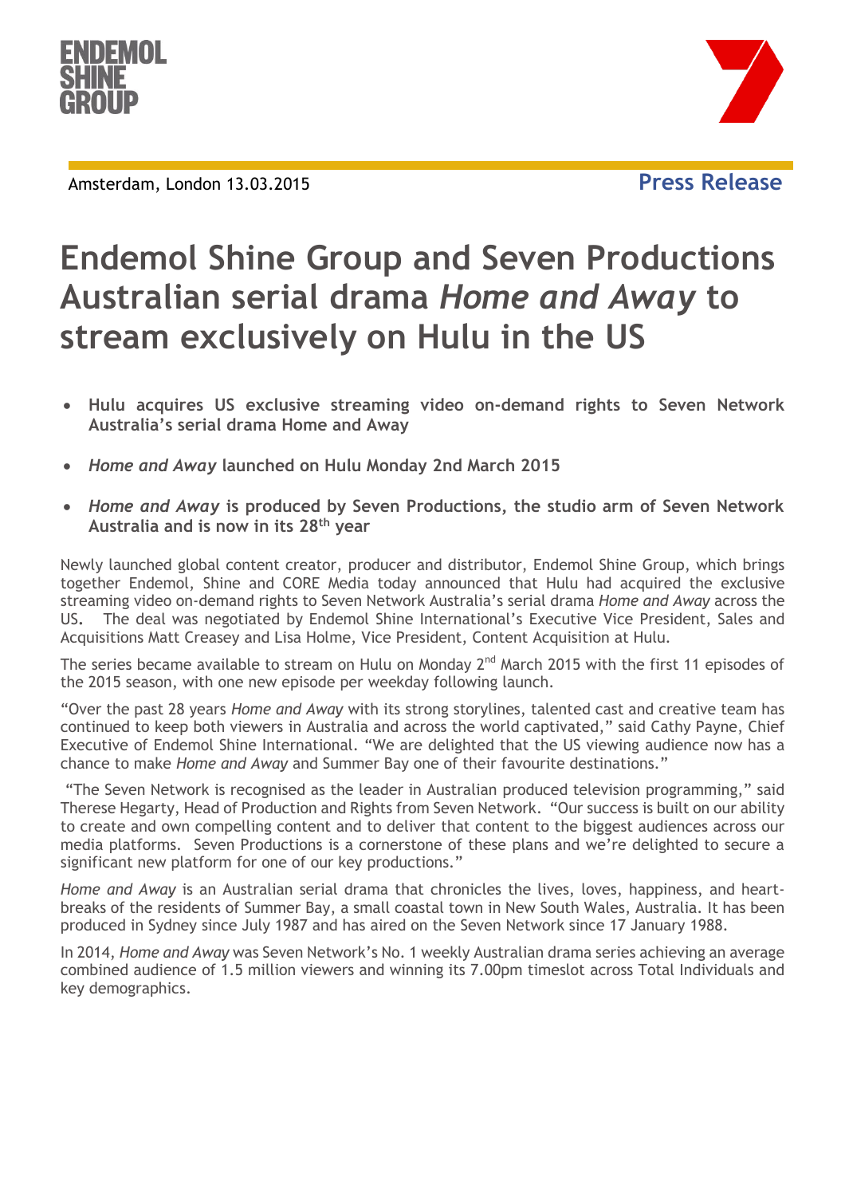Amsterdam, London 13.03.2015

**Press Release**

# Endemol Shine Group and Seven Productions Australian serial drama *Home and Away* to stream exclusively on Hulu in the US

- **Hulu acquires US exclusive streaming video on-demand rights to Seven Network Australia's serial drama Home and Away**
- ***Home and Away* launched on Hulu Monday 2nd March 2015**
- ***Home and Away* is produced by Seven Productions, the studio arm of Seven Network Australia and is now in its 28th year**

Newly launched global content creator, producer and distributor, Endemol Shine Group, which brings together Endemol, Shine and CORE Media today announced that Hulu had acquired the exclusive streaming video on-demand rights to Seven Network Australia's serial drama *Home and Away* across the US. The deal was negotiated by Endemol Shine International's Executive Vice President, Sales and Acquisitions Matt Creasey and Lisa Holme, Vice President, Content Acquisition at Hulu.

The series became available to stream on Hulu on Monday 2nd March 2015 with the first 11 episodes of the 2015 season, with one new episode per weekday following launch.

"Over the past 28 years *Home and Away* with its strong storylines, talented cast and creative team has continued to keep both viewers in Australia and across the world captivated," said Cathy Payne, Chief Executive of Endemol Shine International. "We are delighted that the US viewing audience now has a chance to make *Home and Away* and Summer Bay one of their favourite destinations."

"The Seven Network is recognised as the leader in Australian produced television programming," said Therese Hegarty, Head of Production and Rights from Seven Network. "Our success is built on our ability to create and own compelling content and to deliver that content to the biggest audiences across our media platforms. Seven Productions is a cornerstone of these plans and we're delighted to secure a significant new platform for one of our key productions."

*Home and Away* is an Australian serial drama that chronicles the lives, loves, happiness, and heart-breaks of the residents of Summer Bay, a small coastal town in New South Wales, Australia. It has been produced in Sydney since July 1987 and has aired on the Seven Network since 17 January 1988.

In 2014, *Home and Away* was Seven Network's No. 1 weekly Australian drama series achieving an average combined audience of 1.5 million viewers and winning its 7.00pm timeslot across Total Individuals and key demographics.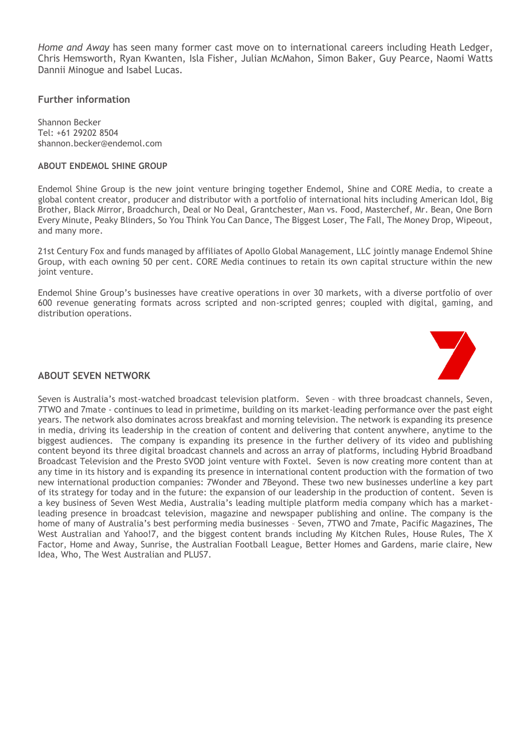*Home and Away* has seen many former cast move on to international careers including Heath Ledger, Chris Hemsworth, Ryan Kwanten, Isla Fisher, Julian McMahon, Simon Baker, Guy Pearce, Naomi Watts Dannii Minogue and Isabel Lucas.

### Further information

Shannon Becker
Tel: +61 29202 8504
shannon.becker@endemol.com

**ABOUT ENDEMOL SHINE GROUP**

Endemol Shine Group is the new joint venture bringing together Endemol, Shine and CORE Media, to create a global content creator, producer and distributor with a portfolio of international hits including American Idol, Big Brother, Black Mirror, Broadchurch, Deal or No Deal, Grantchester, Man vs. Food, Masterchef, Mr. Bean, One Born Every Minute, Peaky Blinders, So You Think You Can Dance, The Biggest Loser, The Fall, The Money Drop, Wipeout, and many more.

21st Century Fox and funds managed by affiliates of Apollo Global Management, LLC jointly manage Endemol Shine Group, with each owning 50 per cent. CORE Media continues to retain its own capital structure within the new joint venture.

Endemol Shine Group's businesses have creative operations in over 30 markets, with a diverse portfolio of over 600 revenue generating formats across scripted and non-scripted genres; coupled with digital, gaming, and distribution operations.

**ABOUT SEVEN NETWORK**

Seven is Australia's most-watched broadcast television platform. Seven – with three broadcast channels, Seven, 7TWO and 7mate - continues to lead in primetime, building on its market-leading performance over the past eight years. The network also dominates across breakfast and morning television. The network is expanding its presence in media, driving its leadership in the creation of content and delivering that content anywhere, anytime to the biggest audiences. The company is expanding its presence in the further delivery of its video and publishing content beyond its three digital broadcast channels and across an array of platforms, including Hybrid Broadband Broadcast Television and the Presto SVOD joint venture with Foxtel. Seven is now creating more content than at any time in its history and is expanding its presence in international content production with the formation of two new international production companies: 7Wonder and 7Beyond. These two new businesses underline a key part of its strategy for today and in the future: the expansion of our leadership in the production of content. Seven is a key business of Seven West Media, Australia's leading multiple platform media company which has a market-leading presence in broadcast television, magazine and newspaper publishing and online. The company is the home of many of Australia's best performing media businesses – Seven, 7TWO and 7mate, Pacific Magazines, The West Australian and Yahoo!7, and the biggest content brands including My Kitchen Rules, House Rules, The X Factor, Home and Away, Sunrise, the Australian Football League, Better Homes and Gardens, marie claire, New Idea, Who, The West Australian and PLUS7.